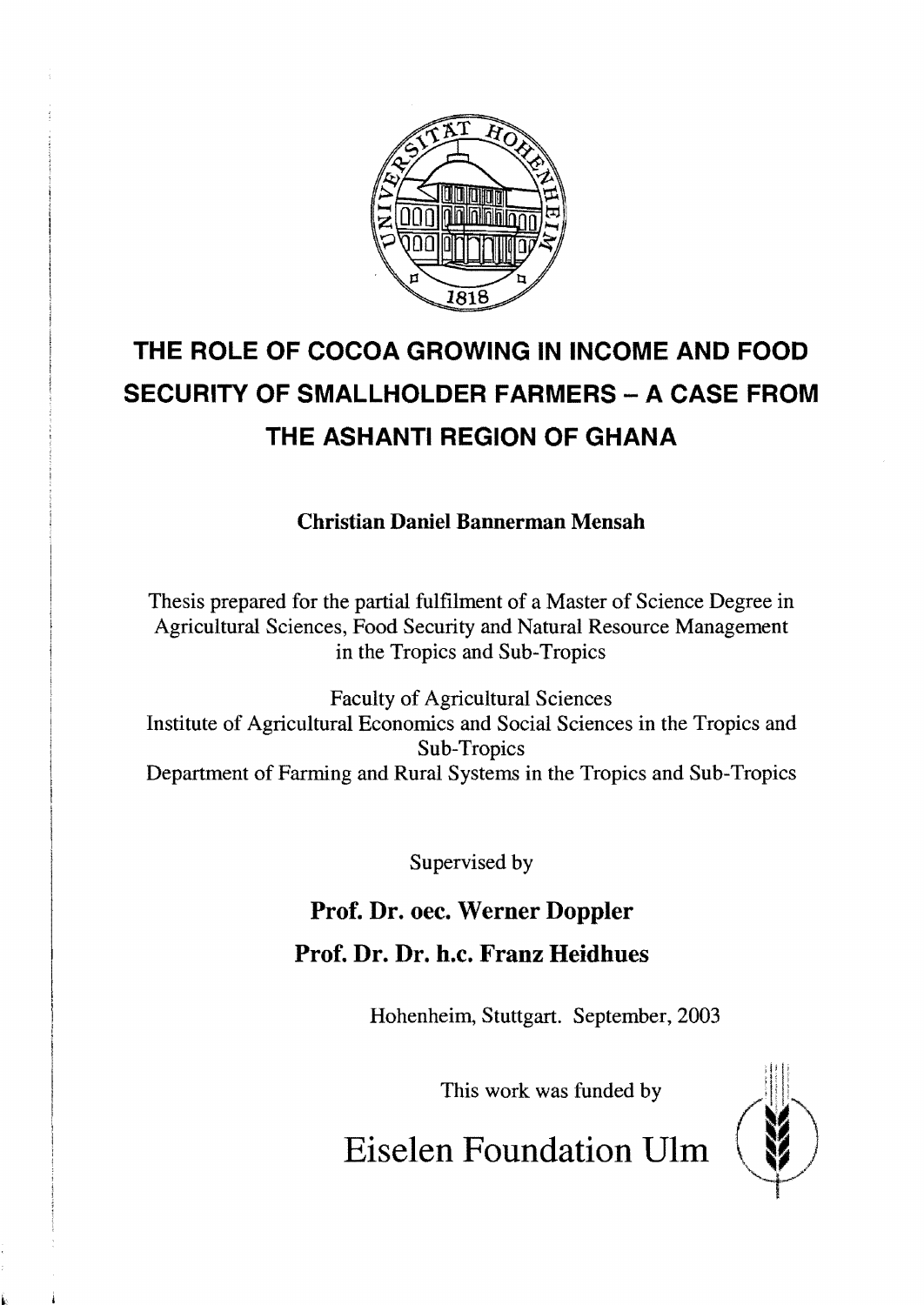# THE ROLE OF COCOA GROWING IN INCOME AND FOOD SECURITY OF SMALLHOLDER FARMERS – A CASE FROM THE ASHANTI REGION OF GHANA

**Christian Daniel Bannerman Mensah**

Thesis prepared for the partial fulfilment of a Master of Science Degree in Agricultural Sciences, Food Security and Natural Resource Management in the Tropics and Sub-Tropics

Faculty of Agricultural Sciences
Institute of Agricultural Economics and Social Sciences in the Tropics and Sub-Tropics
Department of Farming and Rural Systems in the Tropics and Sub-Tropics

Supervised by

**Prof. Dr. oec. Werner Doppler**

**Prof. Dr. Dr. h.c. Franz Heidhues**

Hohenheim, Stuttgart. September, 2003

This work was funded by

Eiselen Foundation Ulm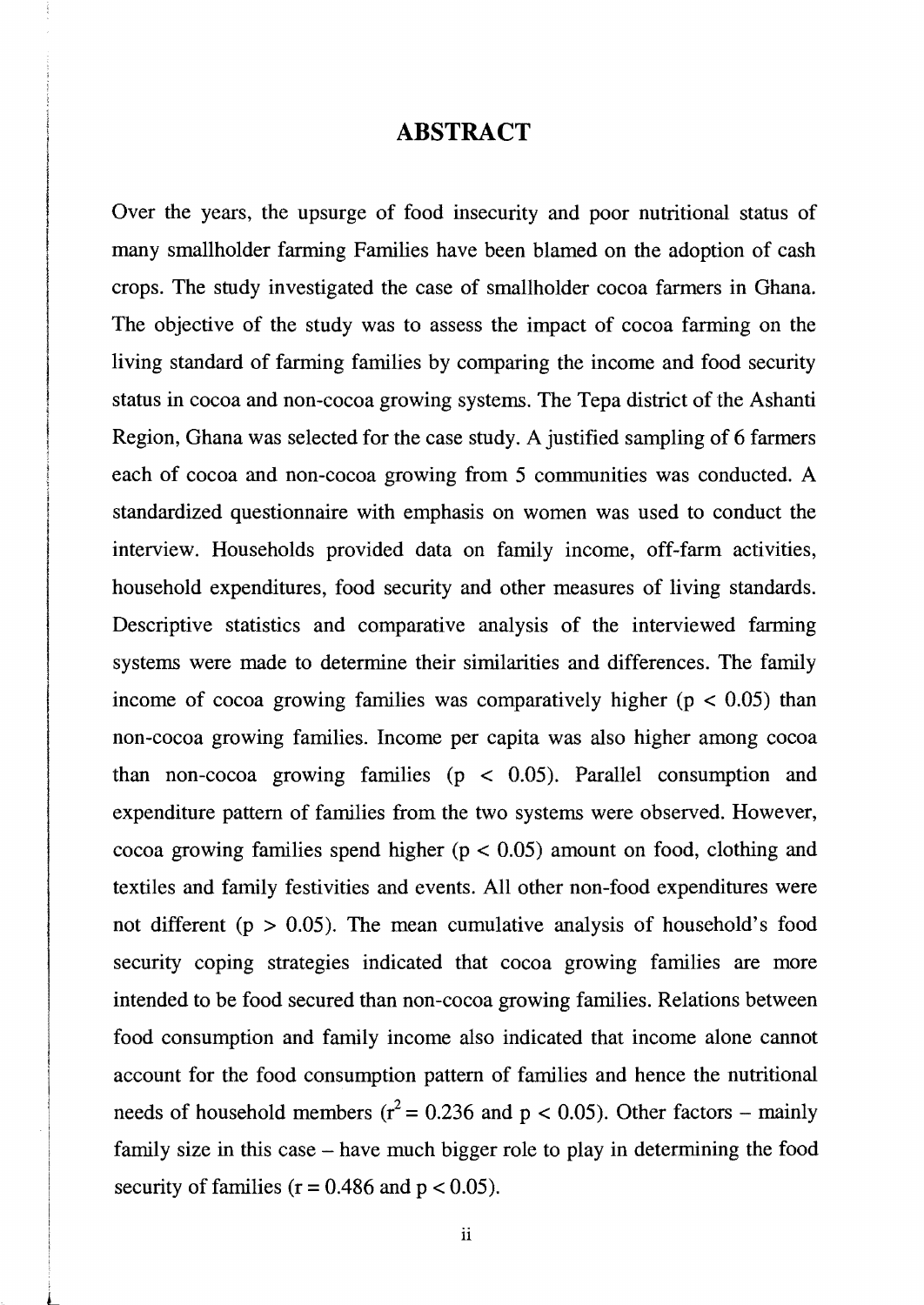# ABSTRACT

Over the years, the upsurge of food insecurity and poor nutritional status of many smallholder farming Families have been blamed on the adoption of cash crops. The study investigated the case of smallholder cocoa farmers in Ghana. The objective of the study was to assess the impact of cocoa farming on the living standard of farming families by comparing the income and food security status in cocoa and non-cocoa growing systems. The Tepa district of the Ashanti Region, Ghana was selected for the case study. A justified sampling of 6 farmers each of cocoa and non-cocoa growing from 5 communities was conducted. A standardized questionnaire with emphasis on women was used to conduct the interview. Households provided data on family income, off-farm activities, household expenditures, food security and other measures of living standards. Descriptive statistics and comparative analysis of the interviewed farming systems were made to determine their similarities and differences. The family income of cocoa growing families was comparatively higher ($p < 0.05$) than non-cocoa growing families. Income per capita was also higher among cocoa than non-cocoa growing families ($p < 0.05$). Parallel consumption and expenditure pattern of families from the two systems were observed. However, cocoa growing families spend higher ($p < 0.05$) amount on food, clothing and textiles and family festivities and events. All other non-food expenditures were not different ($p > 0.05$). The mean cumulative analysis of household's food security coping strategies indicated that cocoa growing families are more intended to be food secured than non-cocoa growing families. Relations between food consumption and family income also indicated that income alone cannot account for the food consumption pattern of families and hence the nutritional needs of household members ($r^2 = 0.236$ and $p < 0.05$). Other factors – mainly family size in this case – have much bigger role to play in determining the food security of families ($r = 0.486$ and $p < 0.05$).